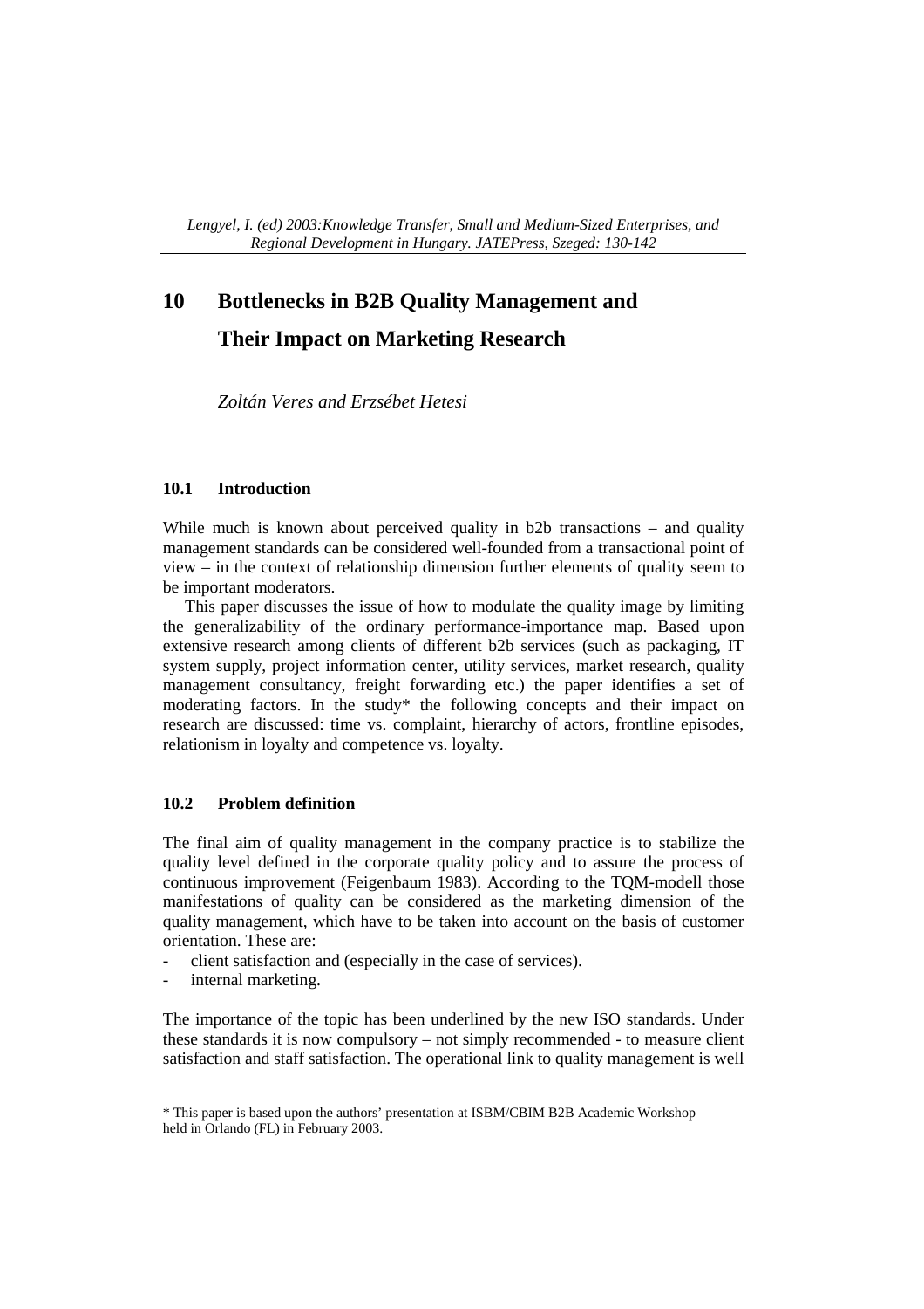*Lengyel, I. (ed) 2003:Knowledge Transfer, Small and Medium-Sized Enterprises, and Regional Development in Hungary. JATEPress, Szeged: 130-142*

# 10 Bottlenecks in B2B Quality Management and Their Impact on Marketing Research

*Zoltán Veres and Erzsébet Hetesi*

## 10.1 Introduction

While much is known about perceived quality in b2b transactions – and quality management standards can be considered well-founded from a transactional point of view – in the context of relationship dimension further elements of quality seem to be important moderators.

This paper discusses the issue of how to modulate the quality image by limiting the generalizability of the ordinary performance-importance map. Based upon extensive research among clients of different b2b services (such as packaging, IT system supply, project information center, utility services, market research, quality management consultancy, freight forwarding etc.) the paper identifies a set of moderating factors. In the study* the following concepts and their impact on research are discussed: time vs. complaint, hierarchy of actors, frontline episodes, relationism in loyalty and competence vs. loyalty.

## 10.2 Problem definition

The final aim of quality management in the company practice is to stabilize the quality level defined in the corporate quality policy and to assure the process of continuous improvement (Feigenbaum 1983). According to the TQM-modell those manifestations of quality can be considered as the marketing dimension of the quality management, which have to be taken into account on the basis of customer orientation. These are:

- client satisfaction and (especially in the case of services).
- internal marketing.

The importance of the topic has been underlined by the new ISO standards. Under these standards it is now compulsory – not simply recommended - to measure client satisfaction and staff satisfaction. The operational link to quality management is well

* This paper is based upon the authors' presentation at ISBM/CBIM B2B Academic Workshop held in Orlando (FL) in February 2003.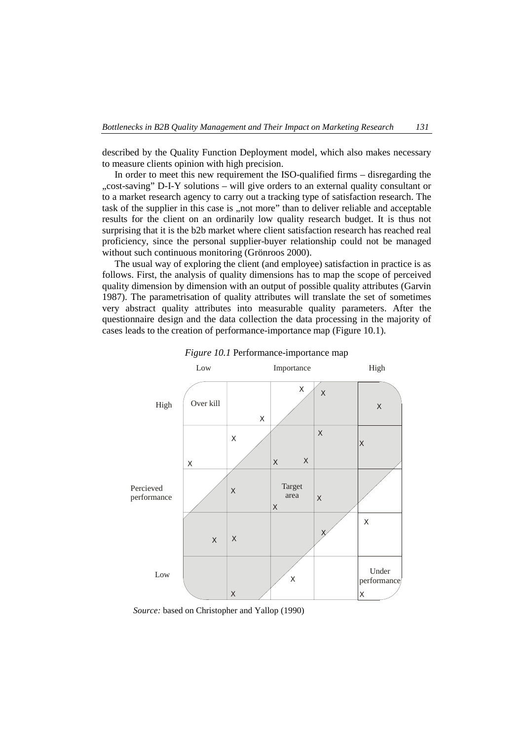described by the Quality Function Deployment model, which also makes necessary to measure clients opinion with high precision.

In order to meet this new requirement the ISO-qualified firms – disregarding the „cost-saving" D-I-Y solutions – will give orders to an external quality consultant or to a market research agency to carry out a tracking type of satisfaction research. The task of the supplier in this case is „not more" than to deliver reliable and acceptable results for the client on an ordinarily low quality research budget. It is thus not surprising that it is the b2b market where client satisfaction research has reached real proficiency, since the personal supplier-buyer relationship could not be managed without such continuous monitoring (Grönroos 2000).

The usual way of exploring the client (and employee) satisfaction in practice is as follows. First, the analysis of quality dimensions has to map the scope of perceived quality dimension by dimension with an output of possible quality attributes (Garvin 1987). The parametrisation of quality attributes will translate the set of sometimes very abstract quality attributes into measurable quality parameters. After the questionnaire design and the data collection the data processing in the majority of cases leads to the creation of performance-importance map (Figure 10.1).

*Figure 10.1* Performance-importance map

Low
Importance
High
High
Over kill
Percieved performance
Target area
Low
Under performance

*Source:* based on Christopher and Yallop (1990)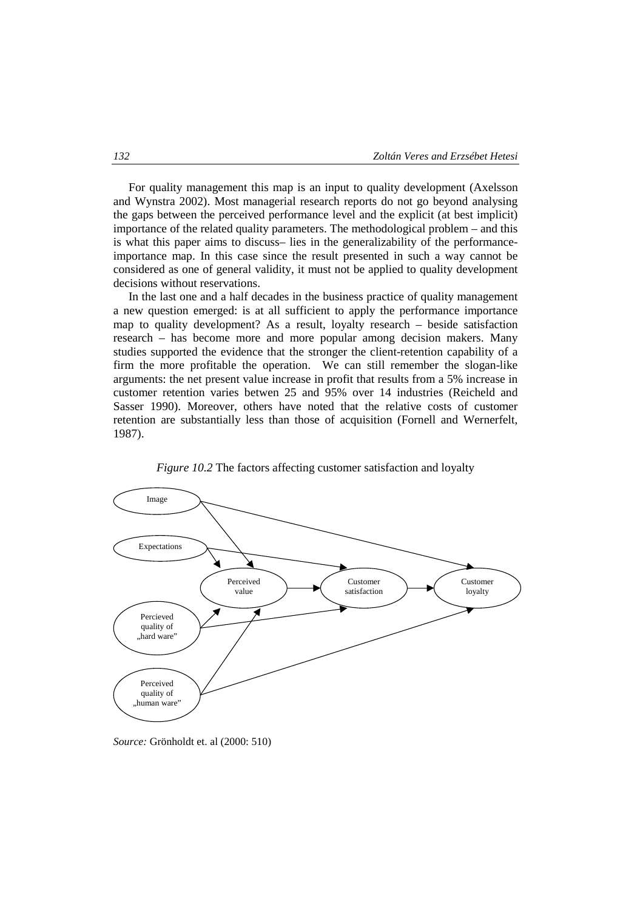For quality management this map is an input to quality development (Axelsson and Wynstra 2002). Most managerial research reports do not go beyond analysing the gaps between the perceived performance level and the explicit (at best implicit) importance of the related quality parameters. The methodological problem – and this is what this paper aims to discuss– lies in the generalizability of the performance-importance map. In this case since the result presented in such a way cannot be considered as one of general validity, it must not be applied to quality development decisions without reservations.

In the last one and a half decades in the business practice of quality management a new question emerged: is at all sufficient to apply the performance importance map to quality development? As a result, loyalty research – beside satisfaction research – has become more and more popular among decision makers. Many studies supported the evidence that the stronger the client-retention capability of a firm the more profitable the operation. We can still remember the slogan-like arguments: the net present value increase in profit that results from a 5% increase in customer retention varies betwen 25 and 95% over 14 industries (Reicheld and Sasser 1990). Moreover, others have noted that the relative costs of customer retention are substantially less than those of acquisition (Fornell and Wernerfelt, 1987).

*Figure 10.2* The factors affecting customer satisfaction and loyalty

Image

Expectations

Perceived value

Customer satisfaction

Customer loyalty

Percieved quality of „hard ware"

Perceived quality of „human ware"

*Source:* Grönholdt et. al (2000: 510)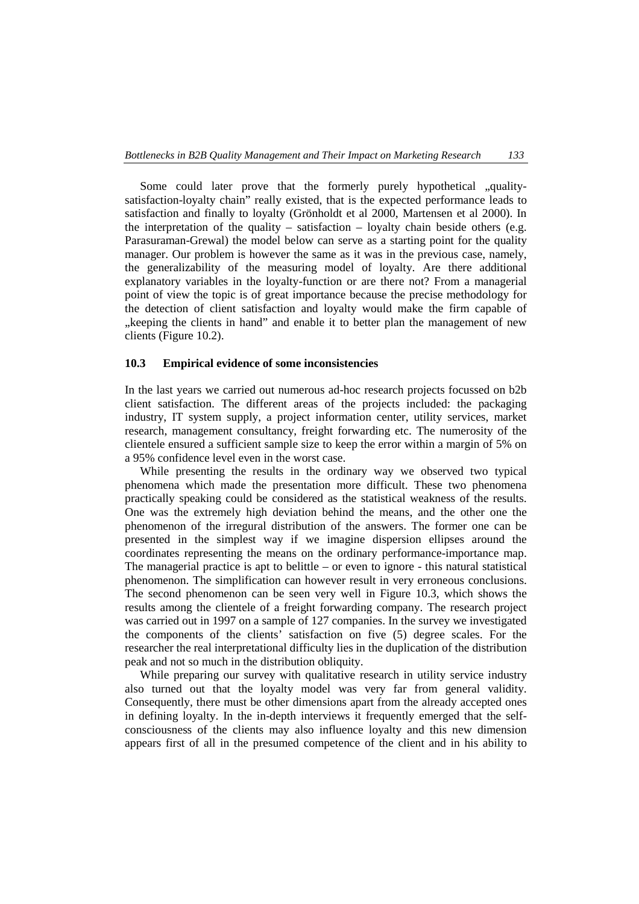Some could later prove that the formerly purely hypothetical „quality-satisfaction-loyalty chain" really existed, that is the expected performance leads to satisfaction and finally to loyalty (Grönholdt et al 2000, Martensen et al 2000). In the interpretation of the quality – satisfaction – loyalty chain beside others (e.g. Parasuraman-Grewal) the model below can serve as a starting point for the quality manager. Our problem is however the same as it was in the previous case, namely, the generalizability of the measuring model of loyalty. Are there additional explanatory variables in the loyalty-function or are there not? From a managerial point of view the topic is of great importance because the precise methodology for the detection of client satisfaction and loyalty would make the firm capable of „keeping the clients in hand" and enable it to better plan the management of new clients (Figure 10.2).

## 10.3 Empirical evidence of some inconsistencies

In the last years we carried out numerous ad-hoc research projects focussed on b2b client satisfaction. The different areas of the projects included: the packaging industry, IT system supply, a project information center, utility services, market research, management consultancy, freight forwarding etc. The numerosity of the clientele ensured a sufficient sample size to keep the error within a margin of 5% on a 95% confidence level even in the worst case.

While presenting the results in the ordinary way we observed two typical phenomena which made the presentation more difficult. These two phenomena practically speaking could be considered as the statistical weakness of the results. One was the extremely high deviation behind the means, and the other one the phenomenon of the irregural distribution of the answers. The former one can be presented in the simplest way if we imagine dispersion ellipses around the coordinates representing the means on the ordinary performance-importance map. The managerial practice is apt to belittle – or even to ignore - this natural statistical phenomenon. The simplification can however result in very erroneous conclusions. The second phenomenon can be seen very well in Figure 10.3, which shows the results among the clientele of a freight forwarding company. The research project was carried out in 1997 on a sample of 127 companies. In the survey we investigated the components of the clients' satisfaction on five (5) degree scales. For the researcher the real interpretational difficulty lies in the duplication of the distribution peak and not so much in the distribution obliquity.

While preparing our survey with qualitative research in utility service industry also turned out that the loyalty model was very far from general validity. Consequently, there must be other dimensions apart from the already accepted ones in defining loyalty. In the in-depth interviews it frequently emerged that the self-consciousness of the clients may also influence loyalty and this new dimension appears first of all in the presumed competence of the client and in his ability to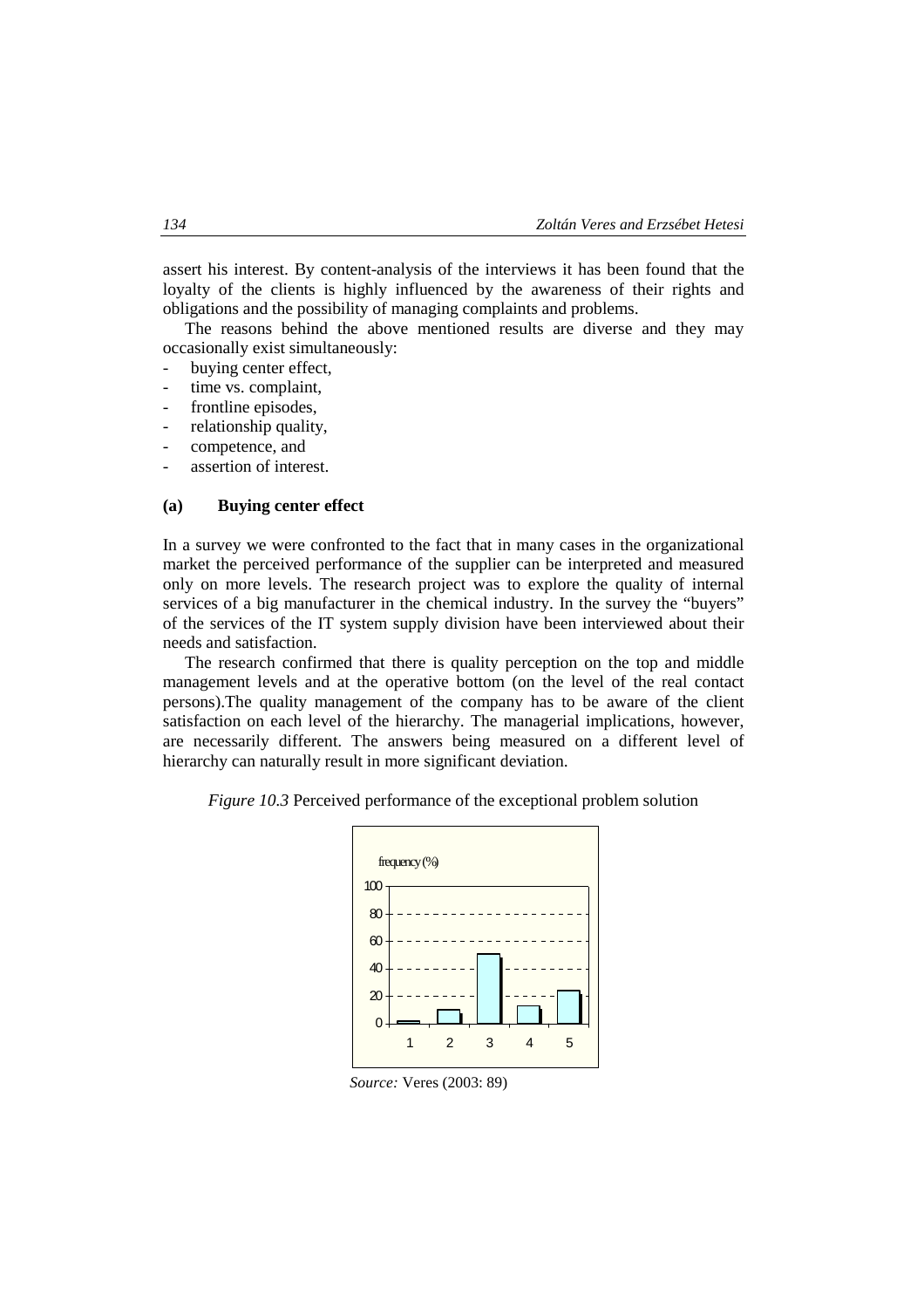assert his interest. By content-analysis of the interviews it has been found that the loyalty of the clients is highly influenced by the awareness of their rights and obligations and the possibility of managing complaints and problems.

The reasons behind the above mentioned results are diverse and they may occasionally exist simultaneously:

- buying center effect,
- time vs. complaint,
- frontline episodes,
- relationship quality,
- competence, and
- assertion of interest.

### (a) Buying center effect

In a survey we were confronted to the fact that in many cases in the organizational market the perceived performance of the supplier can be interpreted and measured only on more levels. The research project was to explore the quality of internal services of a big manufacturer in the chemical industry. In the survey the "buyers" of the services of the IT system supply division have been interviewed about their needs and satisfaction.

The research confirmed that there is quality perception on the top and middle management levels and at the operative bottom (on the level of the real contact persons).The quality management of the company has to be aware of the client satisfaction on each level of the hierarchy. The managerial implications, however, are necessarily different. The answers being measured on a different level of hierarchy can naturally result in more significant deviation.

*Figure 10.3* Perceived performance of the exceptional problem solution

frequency (%)

100

80

60

40

20

0

1 2 3 4 5

*Source:* Veres (2003: 89)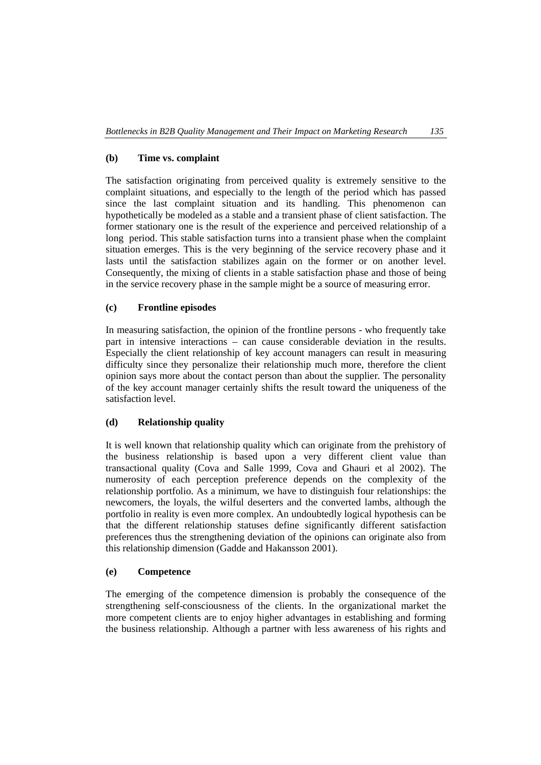### (b) Time vs. complaint

The satisfaction originating from perceived quality is extremely sensitive to the complaint situations, and especially to the length of the period which has passed since the last complaint situation and its handling. This phenomenon can hypothetically be modeled as a stable and a transient phase of client satisfaction. The former stationary one is the result of the experience and perceived relationship of a long period. This stable satisfaction turns into a transient phase when the complaint situation emerges. This is the very beginning of the service recovery phase and it lasts until the satisfaction stabilizes again on the former or on another level. Consequently, the mixing of clients in a stable satisfaction phase and those of being in the service recovery phase in the sample might be a source of measuring error.

### (c) Frontline episodes

In measuring satisfaction, the opinion of the frontline persons - who frequently take part in intensive interactions – can cause considerable deviation in the results. Especially the client relationship of key account managers can result in measuring difficulty since they personalize their relationship much more, therefore the client opinion says more about the contact person than about the supplier. The personality of the key account manager certainly shifts the result toward the uniqueness of the satisfaction level.

### (d) Relationship quality

It is well known that relationship quality which can originate from the prehistory of the business relationship is based upon a very different client value than transactional quality (Cova and Salle 1999, Cova and Ghauri et al 2002). The numerosity of each perception preference depends on the complexity of the relationship portfolio. As a minimum, we have to distinguish four relationships: the newcomers, the loyals, the wilful deserters and the converted lambs, although the portfolio in reality is even more complex. An undoubtedly logical hypothesis can be that the different relationship statuses define significantly different satisfaction preferences thus the strengthening deviation of the opinions can originate also from this relationship dimension (Gadde and Hakansson 2001).

### (e) Competence

The emerging of the competence dimension is probably the consequence of the strengthening self-consciousness of the clients. In the organizational market the more competent clients are to enjoy higher advantages in establishing and forming the business relationship. Although a partner with less awareness of his rights and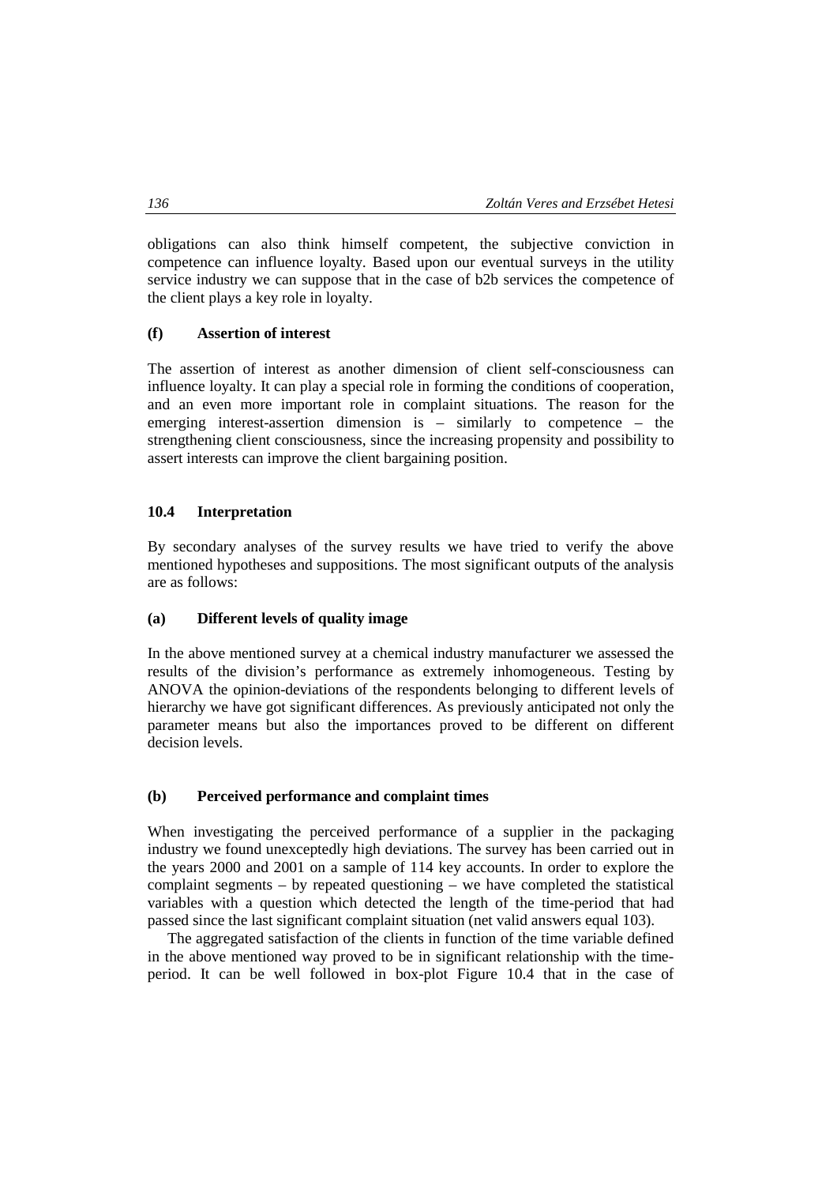obligations can also think himself competent, the subjective conviction in competence can influence loyalty. Based upon our eventual surveys in the utility service industry we can suppose that in the case of b2b services the competence of the client plays a key role in loyalty.

### (f) Assertion of interest

The assertion of interest as another dimension of client self-consciousness can influence loyalty. It can play a special role in forming the conditions of cooperation, and an even more important role in complaint situations. The reason for the emerging interest-assertion dimension is – similarly to competence – the strengthening client consciousness, since the increasing propensity and possibility to assert interests can improve the client bargaining position.

## 10.4 Interpretation

By secondary analyses of the survey results we have tried to verify the above mentioned hypotheses and suppositions. The most significant outputs of the analysis are as follows:

### (a) Different levels of quality image

In the above mentioned survey at a chemical industry manufacturer we assessed the results of the division's performance as extremely inhomogeneous. Testing by ANOVA the opinion-deviations of the respondents belonging to different levels of hierarchy we have got significant differences. As previously anticipated not only the parameter means but also the importances proved to be different on different decision levels.

### (b) Perceived performance and complaint times

When investigating the perceived performance of a supplier in the packaging industry we found unexceptedly high deviations. The survey has been carried out in the years 2000 and 2001 on a sample of 114 key accounts. In order to explore the complaint segments – by repeated questioning – we have completed the statistical variables with a question which detected the length of the time-period that had passed since the last significant complaint situation (net valid answers equal 103).

The aggregated satisfaction of the clients in function of the time variable defined in the above mentioned way proved to be in significant relationship with the time-period. It can be well followed in box-plot Figure 10.4 that in the case of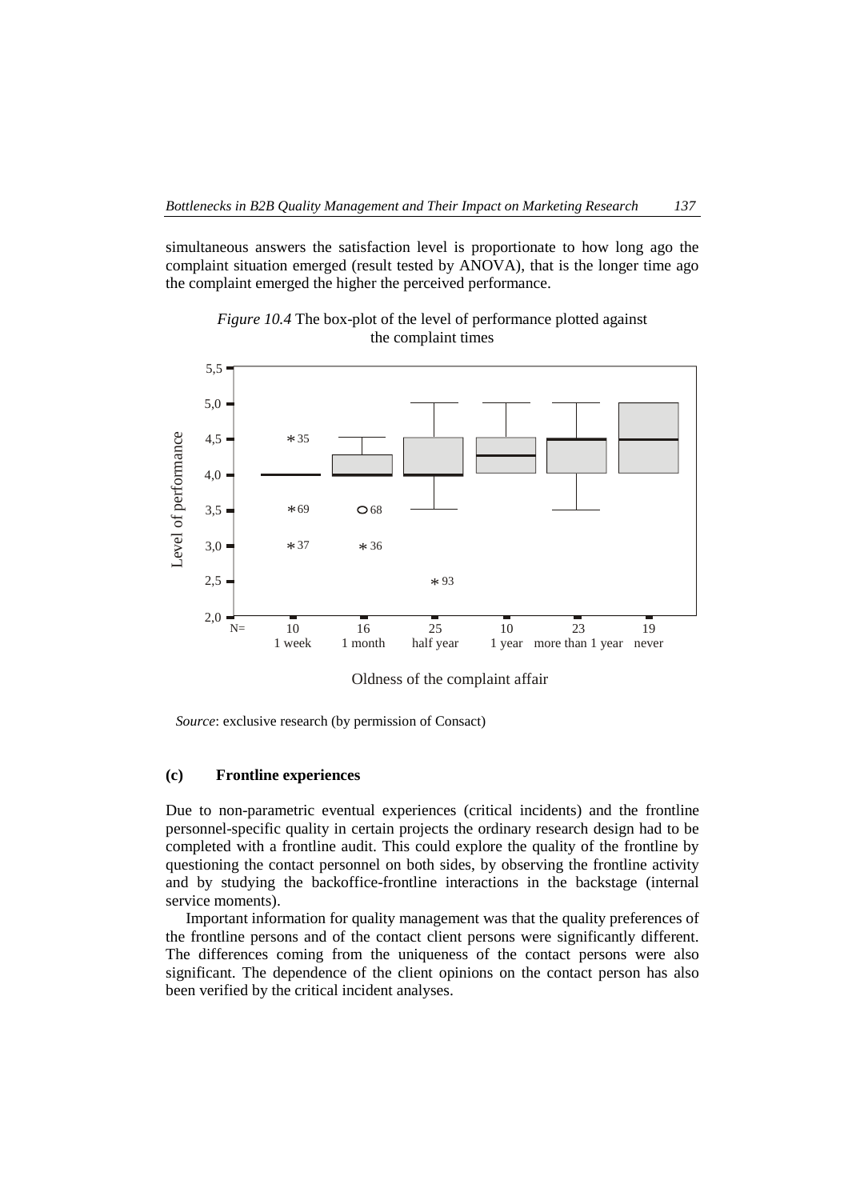simultaneous answers the satisfaction level is proportionate to how long ago the complaint situation emerged (result tested by ANOVA), that is the longer time ago the complaint emerged the higher the perceived performance.

*Figure 10.4* The box-plot of the level of performance plotted against the complaint times

Level of performance

5,5
5,0
4,5
4,0
3,5
3,0
2,5
2,0

35
69
37
68
36
93

N= 10 16 25 10 23 19

1 week 1 month half year 1 year more than 1 year never

Oldness of the complaint affair

*Source*: exclusive research (by permission of Consact)

### (c) Frontline experiences

Due to non-parametric eventual experiences (critical incidents) and the frontline personnel-specific quality in certain projects the ordinary research design had to be completed with a frontline audit. This could explore the quality of the frontline by questioning the contact personnel on both sides, by observing the frontline activity and by studying the backoffice-frontline interactions in the backstage (internal service moments).

Important information for quality management was that the quality preferences of the frontline persons and of the contact client persons were significantly different. The differences coming from the uniqueness of the contact persons were also significant. The dependence of the client opinions on the contact person has also been verified by the critical incident analyses.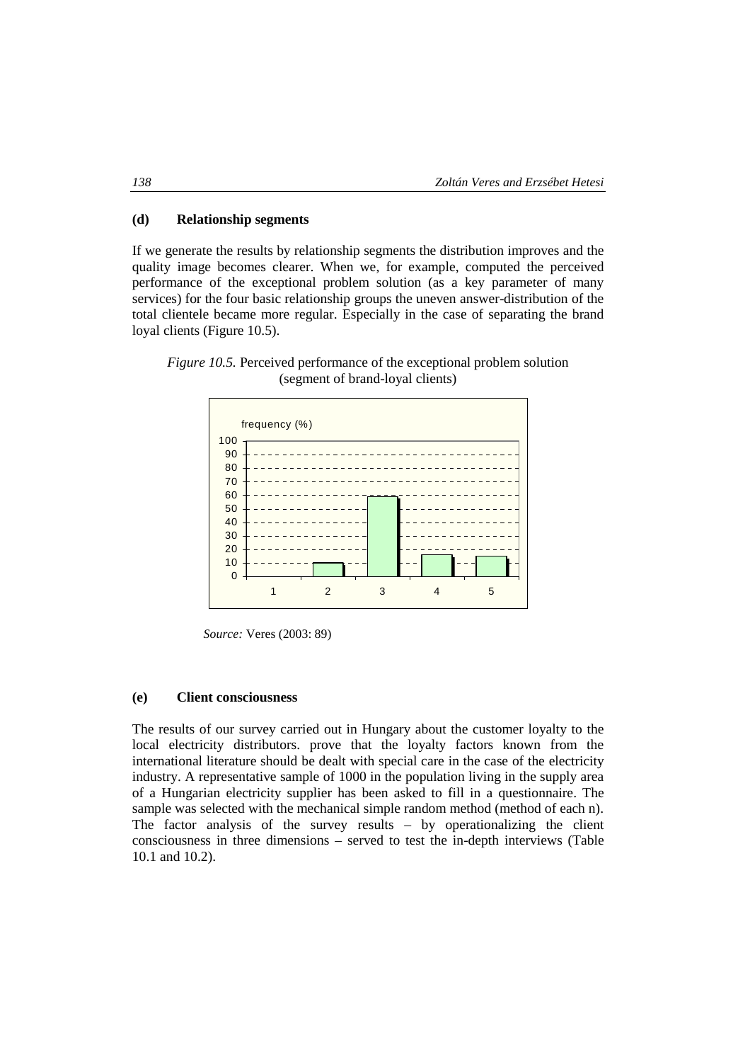**(d) Relationship segments**

If we generate the results by relationship segments the distribution improves and the quality image becomes clearer. When we, for example, computed the perceived performance of the exceptional problem solution (as a key parameter of many services) for the four basic relationship groups the uneven answer-distribution of the total clientele became more regular. Especially in the case of separating the brand loyal clients (Figure 10.5).

*Figure 10.5.* Perceived performance of the exceptional problem solution (segment of brand-loyal clients)

frequency (%)

100
90
80
70
60
50
40
30
20
10
0

1 2 3 4 5

*Source:* Veres (2003: 89)

**(e) Client consciousness**

The results of our survey carried out in Hungary about the customer loyalty to the local electricity distributors. prove that the loyalty factors known from the international literature should be dealt with special care in the case of the electricity industry. A representative sample of 1000 in the population living in the supply area of a Hungarian electricity supplier has been asked to fill in a questionnaire. The sample was selected with the mechanical simple random method (method of each n). The factor analysis of the survey results – by operationalizing the client consciousness in three dimensions – served to test the in-depth interviews (Table 10.1 and 10.2).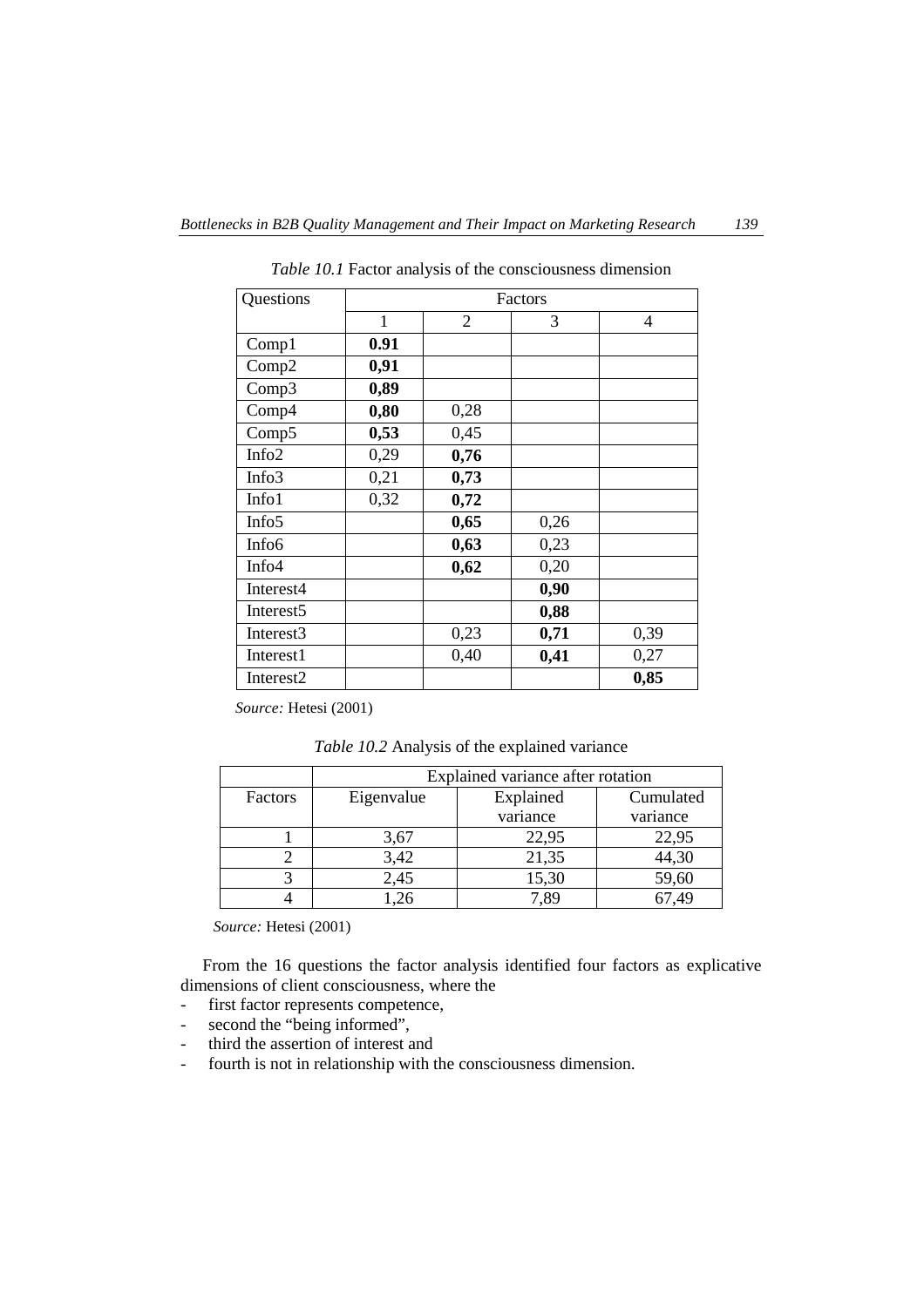*Table 10.1* Factor analysis of the consciousness dimension

| Questions | Factors | | | |
|---|---|---|---|---|
| | 1 | 2 | 3 | 4 |
| Comp1 | **0.91** | | | |
| Comp2 | **0,91** | | | |
| Comp3 | **0,89** | | | |
| Comp4 | **0,80** | 0,28 | | |
| Comp5 | **0,53** | 0,45 | | |
| Info2 | 0,29 | **0,76** | | |
| Info3 | 0,21 | **0,73** | | |
| Info1 | 0,32 | **0,72** | | |
| Info5 | | **0,65** | 0,26 | |
| Info6 | | **0,63** | 0,23 | |
| Info4 | | **0,62** | 0,20 | |
| Interest4 | | | **0,90** | |
| Interest5 | | | **0,88** | |
| Interest3 | | 0,23 | **0,71** | 0,39 |
| Interest1 | | 0,40 | **0,41** | 0,27 |
| Interest2 | | | | **0,85** |

*Source:* Hetesi (2001)

*Table 10.2* Analysis of the explained variance

| | Explained variance after rotation | | |
|---|---|---|---|
| Factors | Eigenvalue | Explained variance | Cumulated variance |
| 1 | 3,67 | 22,95 | 22,95 |
| 2 | 3,42 | 21,35 | 44,30 |
| 3 | 2,45 | 15,30 | 59,60 |
| 4 | 1,26 | 7,89 | 67,49 |

*Source:* Hetesi (2001)

From the 16 questions the factor analysis identified four factors as explicative dimensions of client consciousness, where the

- first factor represents competence,
- second the "being informed",
- third the assertion of interest and
- fourth is not in relationship with the consciousness dimension.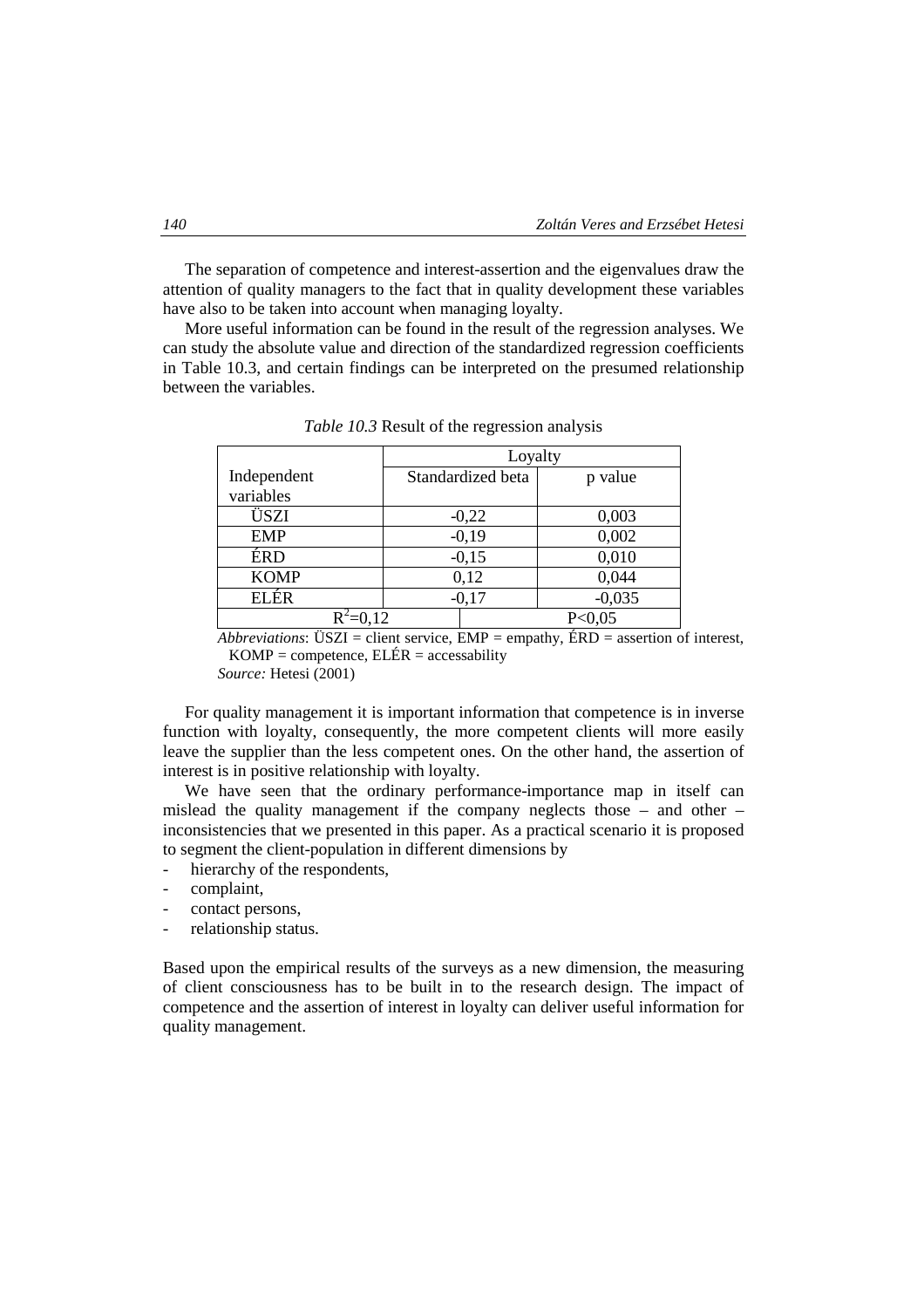The separation of competence and interest-assertion and the eigenvalues draw the attention of quality managers to the fact that in quality development these variables have also to be taken into account when managing loyalty.

More useful information can be found in the result of the regression analyses. We can study the absolute value and direction of the standardized regression coefficients in Table 10.3, and certain findings can be interpreted on the presumed relationship between the variables.

*Table 10.3* Result of the regression analysis

| | Loyalty | |
|---|---|---|
| Independent variables | Standardized beta | p value |
| ÜSZI | -0,22 | 0,003 |
| EMP | -0,19 | 0,002 |
| ÉRD | -0,15 | 0,010 |
| KOMP | 0,12 | 0,044 |
| ELÉR | -0,17 | -0,035 |
| $R^2$=0,12 | | P<0,05 |

*Abbreviations*: ÜSZI = client service, EMP = empathy, ÉRD = assertion of interest, KOMP = competence, ELÉR = accessability

*Source:* Hetesi (2001)

For quality management it is important information that competence is in inverse function with loyalty, consequently, the more competent clients will more easily leave the supplier than the less competent ones. On the other hand, the assertion of interest is in positive relationship with loyalty.

We have seen that the ordinary performance-importance map in itself can mislead the quality management if the company neglects those – and other – inconsistencies that we presented in this paper. As a practical scenario it is proposed to segment the client-population in different dimensions by

- hierarchy of the respondents,
- complaint,
- contact persons,
- relationship status.

Based upon the empirical results of the surveys as a new dimension, the measuring of client consciousness has to be built in to the research design. The impact of competence and the assertion of interest in loyalty can deliver useful information for quality management.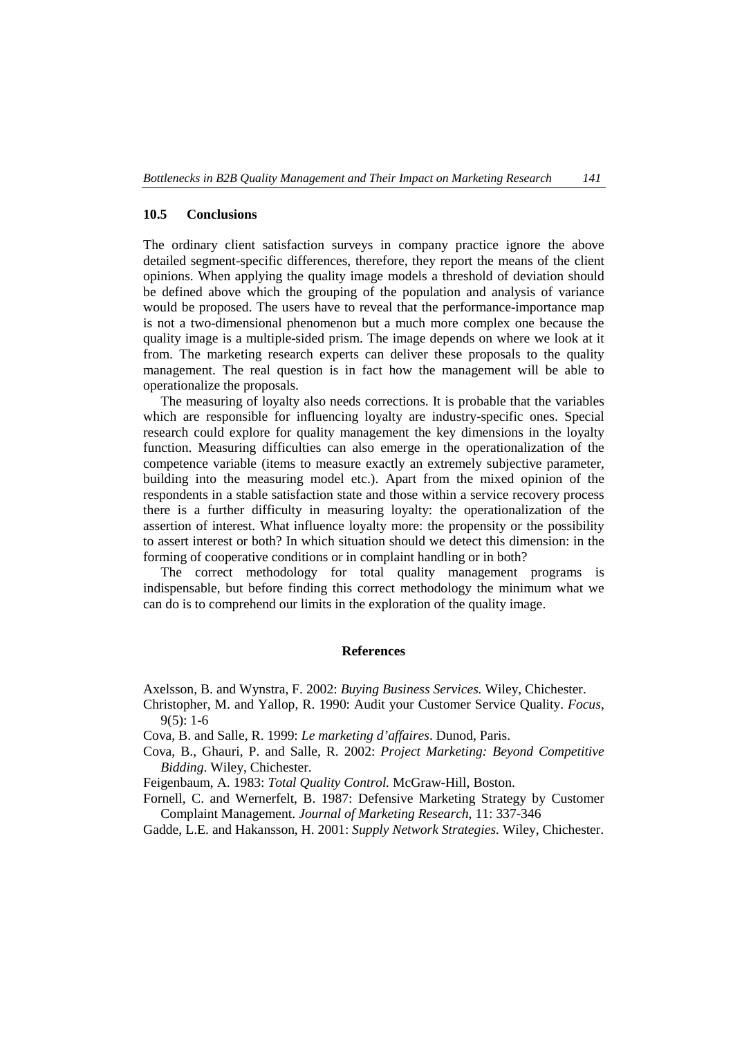## 10.5 Conclusions

The ordinary client satisfaction surveys in company practice ignore the above detailed segment-specific differences, therefore, they report the means of the client opinions. When applying the quality image models a threshold of deviation should be defined above which the grouping of the population and analysis of variance would be proposed. The users have to reveal that the performance-importance map is not a two-dimensional phenomenon but a much more complex one because the quality image is a multiple-sided prism. The image depends on where we look at it from. The marketing research experts can deliver these proposals to the quality management. The real question is in fact how the management will be able to operationalize the proposals.

The measuring of loyalty also needs corrections. It is probable that the variables which are responsible for influencing loyalty are industry-specific ones. Special research could explore for quality management the key dimensions in the loyalty function. Measuring difficulties can also emerge in the operationalization of the competence variable (items to measure exactly an extremely subjective parameter, building into the measuring model etc.). Apart from the mixed opinion of the respondents in a stable satisfaction state and those within a service recovery process there is a further difficulty in measuring loyalty: the operationalization of the assertion of interest. What influence loyalty more: the propensity or the possibility to assert interest or both? In which situation should we detect this dimension: in the forming of cooperative conditions or in complaint handling or in both?

The correct methodology for total quality management programs is indispensable, but before finding this correct methodology the minimum what we can do is to comprehend our limits in the exploration of the quality image.

## References

Axelsson, B. and Wynstra, F. 2002: *Buying Business Services.* Wiley, Chichester.

Christopher, M. and Yallop, R. 1990: Audit your Customer Service Quality. *Focus*, 9(5): 1-6

Cova, B. and Salle, R. 1999: *Le marketing d'affaires*. Dunod, Paris.

Cova, B., Ghauri, P. and Salle, R. 2002: *Project Marketing: Beyond Competitive Bidding*. Wiley, Chichester.

Feigenbaum, A. 1983: *Total Quality Control.* McGraw-Hill, Boston.

Fornell, C. and Wernerfelt, B. 1987: Defensive Marketing Strategy by Customer Complaint Management. *Journal of Marketing Research,* 11: 337-346

Gadde, L.E. and Hakansson, H. 2001: *Supply Network Strategies.* Wiley, Chichester.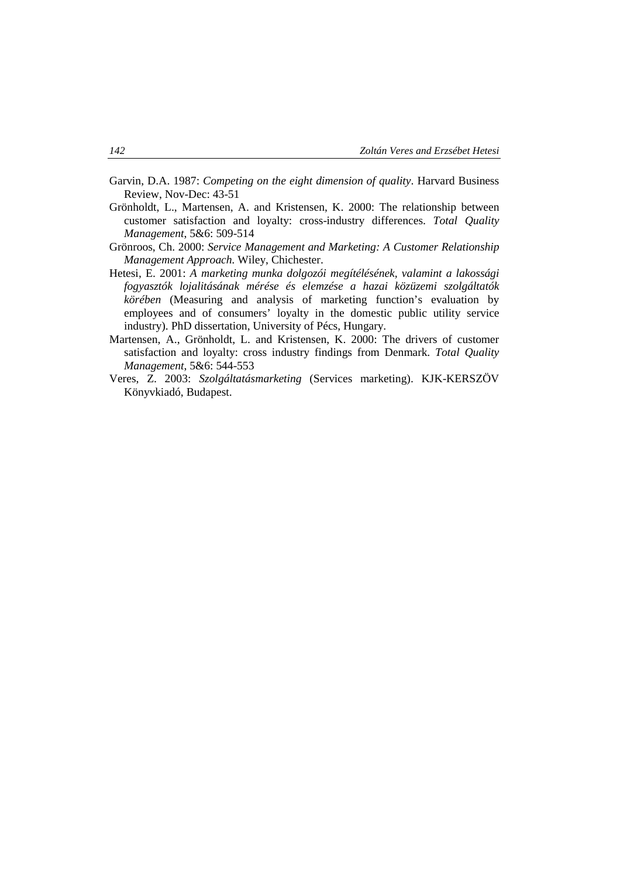Garvin, D.A. 1987: *Competing on the eight dimension of quality*. Harvard Business Review, Nov-Dec: 43-51

Grönholdt, L., Martensen, A. and Kristensen, K. 2000: The relationship between customer satisfaction and loyalty: cross-industry differences. *Total Quality Management,* 5&6: 509-514

Grönroos, Ch. 2000: *Service Management and Marketing: A Customer Relationship Management Approach.* Wiley, Chichester.

Hetesi, E. 2001: *A marketing munka dolgozói megítélésének, valamint a lakossági fogyasztók lojalitásának mérése és elemzése a hazai közüzemi szolgáltatók körében* (Measuring and analysis of marketing function's evaluation by employees and of consumers' loyalty in the domestic public utility service industry). PhD dissertation, University of Pécs, Hungary.

Martensen, A., Grönholdt, L. and Kristensen, K. 2000: The drivers of customer satisfaction and loyalty: cross industry findings from Denmark. *Total Quality Management,* 5&6: 544-553

Veres, Z. 2003: *Szolgáltatásmarketing* (Services marketing). KJK-KERSZÖV Könyvkiadó, Budapest.